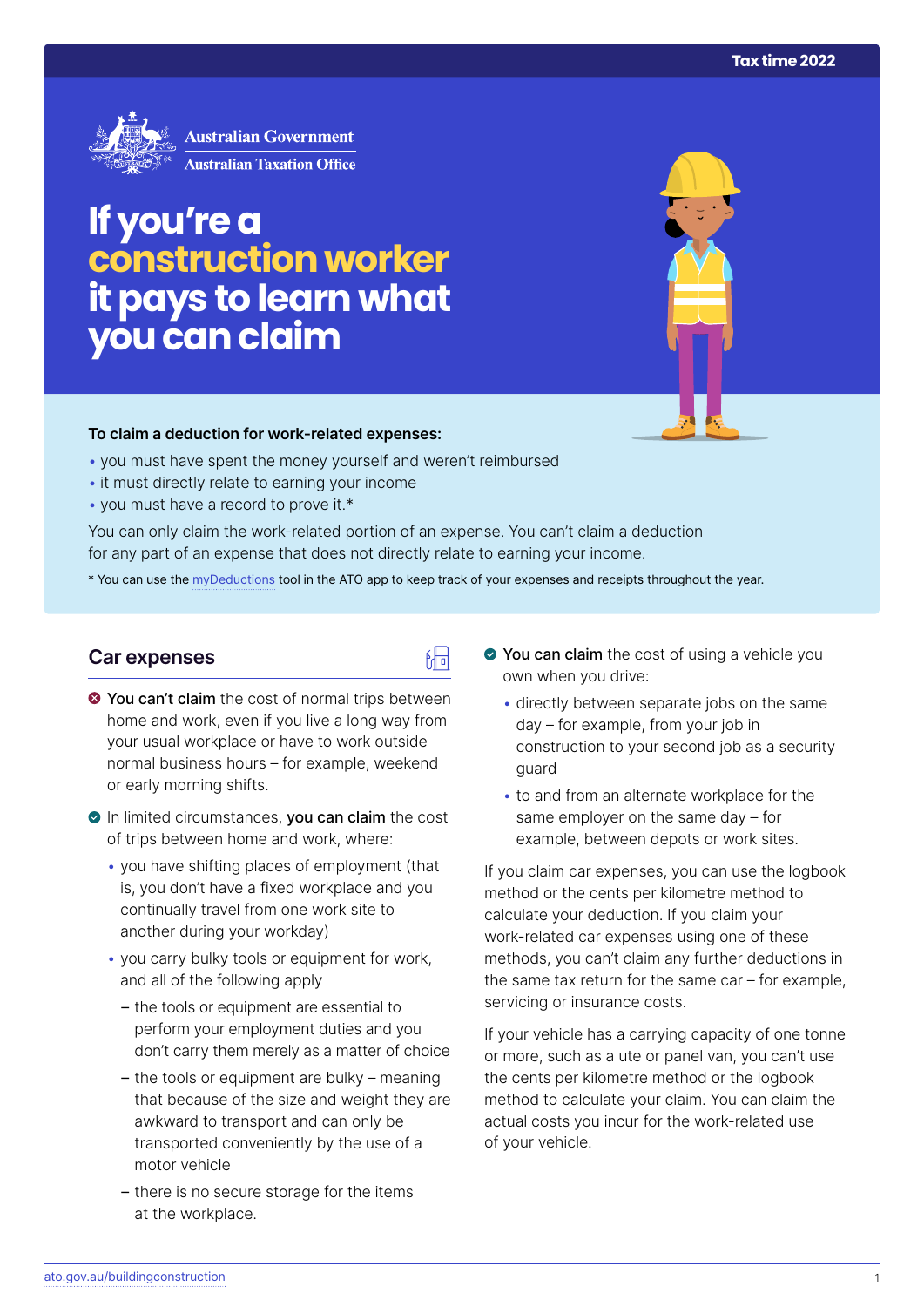Tax time 2022

Australian Government
Australian Taxation Office

# If you're a construction worker it pays to learn what you can claim

**To claim a deduction for work-related expenses:**

- you must have spent the money yourself and weren't reimbursed
- it must directly relate to earning your income
- you must have a record to prove it.*

You can only claim the work-related portion of an expense. You can't claim a deduction for any part of an expense that does not directly relate to earning your income.

* You can use the myDeductions tool in the ATO app to keep track of your expenses and receipts throughout the year.

## Car expenses

**You can't claim** the cost of normal trips between home and work, even if you live a long way from your usual workplace or have to work outside normal business hours – for example, weekend or early morning shifts.

In limited circumstances, **you can claim** the cost of trips between home and work, where:

- you have shifting places of employment (that is, you don't have a fixed workplace and you continually travel from one work site to another during your workday)
- you carry bulky tools or equipment for work, and all of the following apply
  - the tools or equipment are essential to perform your employment duties and you don't carry them merely as a matter of choice
  - the tools or equipment are bulky – meaning that because of the size and weight they are awkward to transport and can only be transported conveniently by the use of a motor vehicle
  - there is no secure storage for the items at the workplace.

**You can claim** the cost of using a vehicle you own when you drive:

- directly between separate jobs on the same day – for example, from your job in construction to your second job as a security guard
- to and from an alternate workplace for the same employer on the same day – for example, between depots or work sites.

If you claim car expenses, you can use the logbook method or the cents per kilometre method to calculate your deduction. If you claim your work-related car expenses using one of these methods, you can't claim any further deductions in the same tax return for the same car – for example, servicing or insurance costs.

If your vehicle has a carrying capacity of one tonne or more, such as a ute or panel van, you can't use the cents per kilometre method or the logbook method to calculate your claim. You can claim the actual costs you incur for the work-related use of your vehicle.

ato.gov.au/buildingconstruction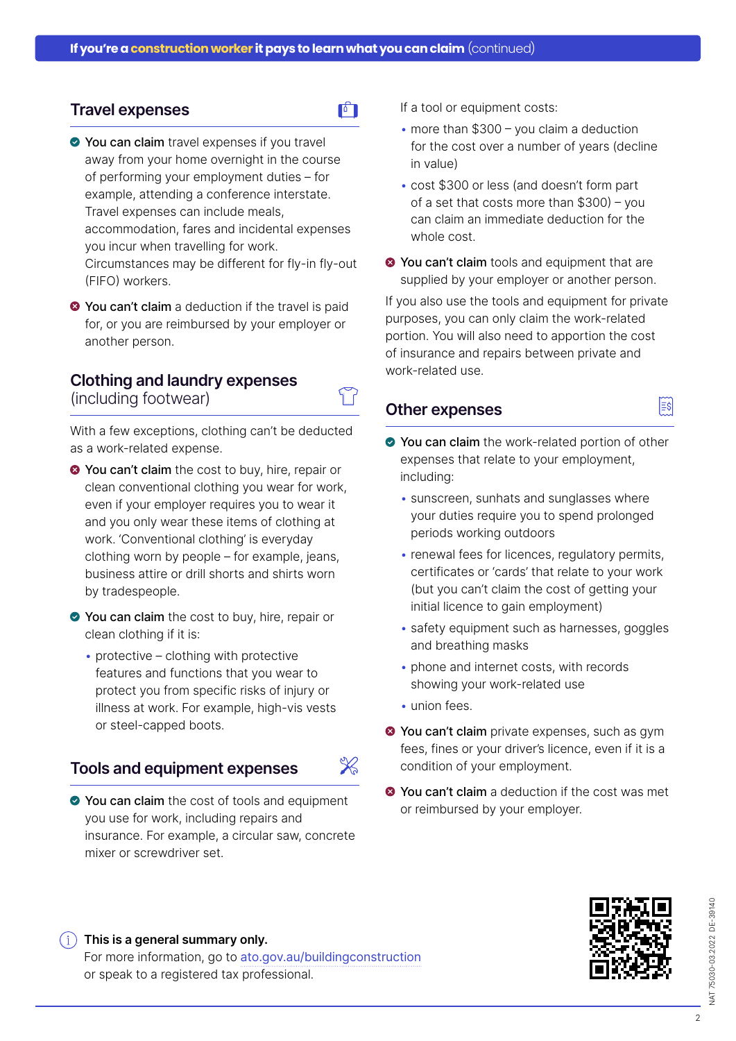**If you're a construction worker it pays to learn what you can claim** (continued)

## Travel expenses

- **You can claim** travel expenses if you travel away from your home overnight in the course of performing your employment duties – for example, attending a conference interstate. Travel expenses can include meals, accommodation, fares and incidental expenses you incur when travelling for work. Circumstances may be different for fly-in fly-out (FIFO) workers.
- **You can't claim** a deduction if the travel is paid for, or you are reimbursed by your employer or another person.

## Clothing and laundry expenses (including footwear)

With a few exceptions, clothing can't be deducted as a work-related expense.

- **You can't claim** the cost to buy, hire, repair or clean conventional clothing you wear for work, even if your employer requires you to wear it and you only wear these items of clothing at work. 'Conventional clothing' is everyday clothing worn by people – for example, jeans, business attire or drill shorts and shirts worn by tradespeople.
- **You can claim** the cost to buy, hire, repair or clean clothing if it is:
  - protective – clothing with protective features and functions that you wear to protect you from specific risks of injury or illness at work. For example, high-vis vests or steel-capped boots.

## Tools and equipment expenses

- **You can claim** the cost of tools and equipment you use for work, including repairs and insurance. For example, a circular saw, concrete mixer or screwdriver set.

  If a tool or equipment costs:
  - more than $300 – you claim a deduction for the cost over a number of years (decline in value)
  - cost $300 or less (and doesn't form part of a set that costs more than $300) – you can claim an immediate deduction for the whole cost.
- **You can't claim** tools and equipment that are supplied by your employer or another person.

If you also use the tools and equipment for private purposes, you can only claim the work-related portion. You will also need to apportion the cost of insurance and repairs between private and work-related use.

## Other expenses

- **You can claim** the work-related portion of other expenses that relate to your employment, including:
  - sunscreen, sunhats and sunglasses where your duties require you to spend prolonged periods working outdoors
  - renewal fees for licences, regulatory permits, certificates or 'cards' that relate to your work (but you can't claim the cost of getting your initial licence to gain employment)
  - safety equipment such as harnesses, goggles and breathing masks
  - phone and internet costs, with records showing your work-related use
  - union fees.
- **You can't claim** private expenses, such as gym fees, fines or your driver's licence, even if it is a condition of your employment.
- **You can't claim** a deduction if the cost was met or reimbursed by your employer.

**This is a general summary only.**
For more information, go to ato.gov.au/buildingconstruction or speak to a registered tax professional.

NAT 75030-03.2022 DE-39140